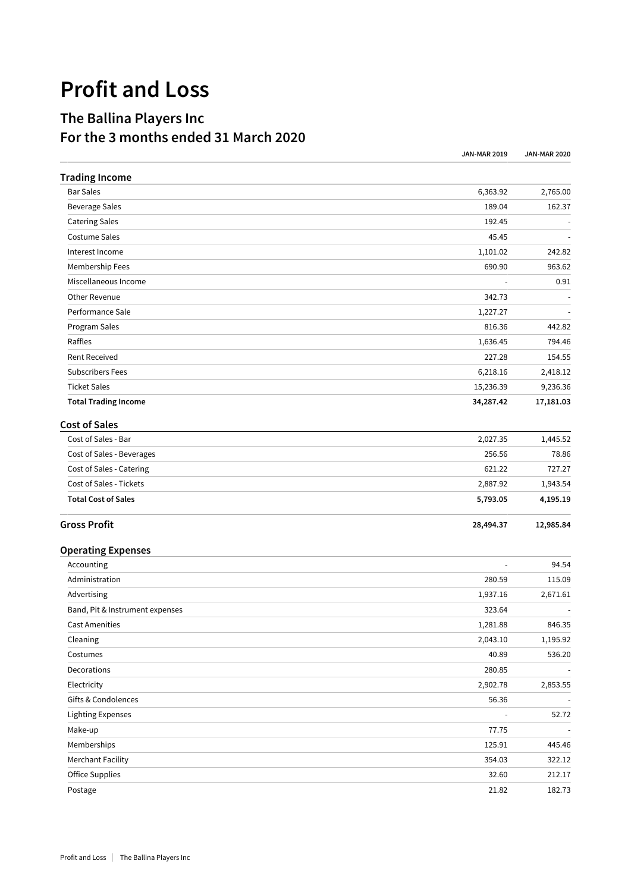# Profit and Loss

## The Ballina Players Inc

## For the 3 months ended 31 March 2020

| | JAN-MAR 2019 | JAN-MAR 2020 |
|---|---|---|
| **Trading Income** | | |
| Bar Sales | 6,363.92 | 2,765.00 |
| Beverage Sales | 189.04 | 162.37 |
| Catering Sales | 192.45 | - |
| Costume Sales | 45.45 | - |
| Interest Income | 1,101.02 | 242.82 |
| Membership Fees | 690.90 | 963.62 |
| Miscellaneous Income | - | 0.91 |
| Other Revenue | 342.73 | - |
| Performance Sale | 1,227.27 | - |
| Program Sales | 816.36 | 442.82 |
| Raffles | 1,636.45 | 794.46 |
| Rent Received | 227.28 | 154.55 |
| Subscribers Fees | 6,218.16 | 2,418.12 |
| Ticket Sales | 15,236.39 | 9,236.36 |
| **Total Trading Income** | **34,287.42** | **17,181.03** |
| **Cost of Sales** | | |
| Cost of Sales - Bar | 2,027.35 | 1,445.52 |
| Cost of Sales - Beverages | 256.56 | 78.86 |
| Cost of Sales - Catering | 621.22 | 727.27 |
| Cost of Sales - Tickets | 2,887.92 | 1,943.54 |
| **Total Cost of Sales** | **5,793.05** | **4,195.19** |
| **Gross Profit** | **28,494.37** | **12,985.84** |
| **Operating Expenses** | | |
| Accounting | - | 94.54 |
| Administration | 280.59 | 115.09 |
| Advertising | 1,937.16 | 2,671.61 |
| Band, Pit & Instrument expenses | 323.64 | - |
| Cast Amenities | 1,281.88 | 846.35 |
| Cleaning | 2,043.10 | 1,195.92 |
| Costumes | 40.89 | 536.20 |
| Decorations | 280.85 | - |
| Electricity | 2,902.78 | 2,853.55 |
| Gifts & Condolences | 56.36 | - |
| Lighting Expenses | - | 52.72 |
| Make-up | 77.75 | - |
| Memberships | 125.91 | 445.46 |
| Merchant Facility | 354.03 | 322.12 |
| Office Supplies | 32.60 | 212.17 |
| Postage | 21.82 | 182.73 |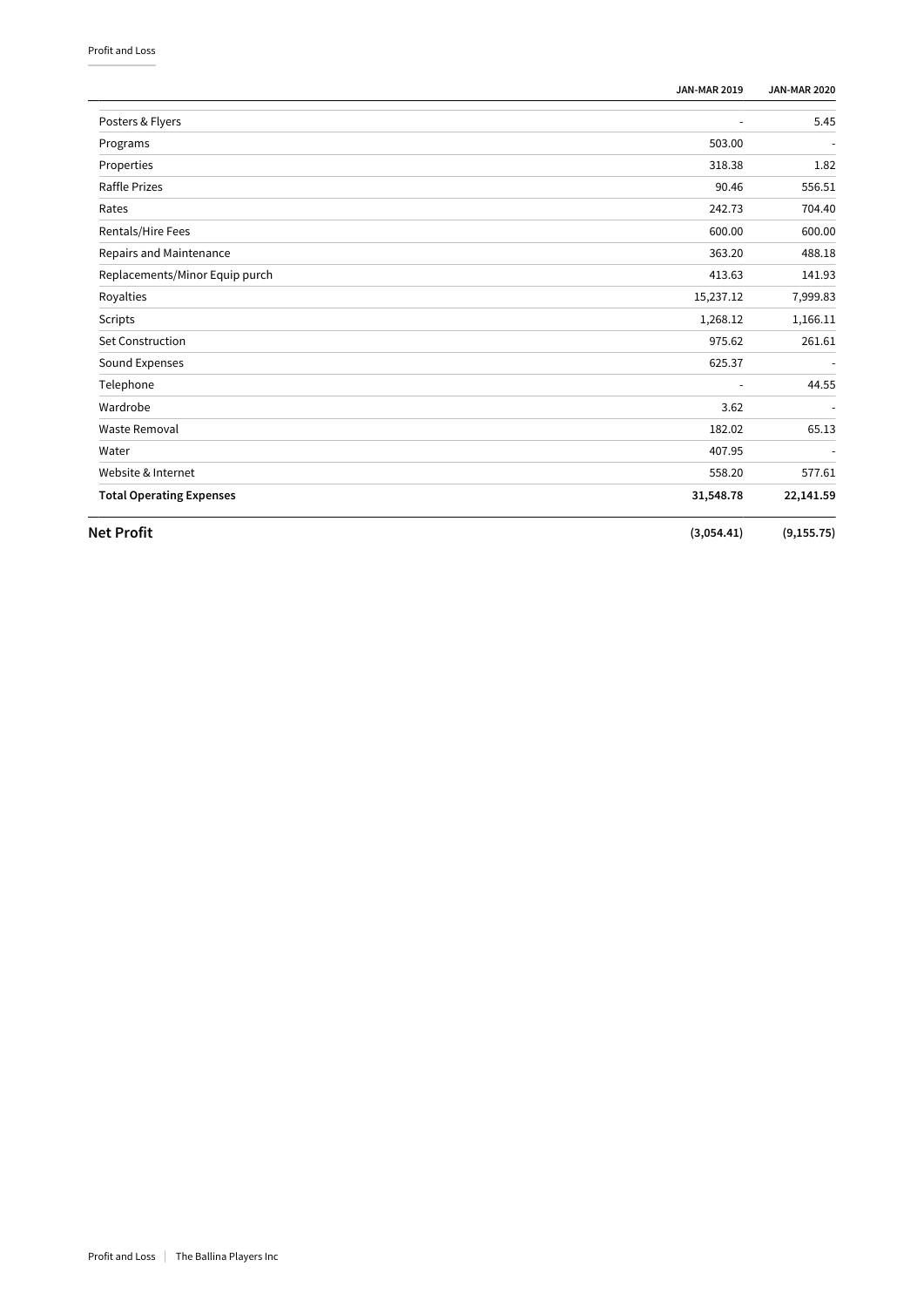| | JAN-MAR 2019 | JAN-MAR 2020 |
|---|---|---|
| Posters & Flyers | - | 5.45 |
| Programs | 503.00 | - |
| Properties | 318.38 | 1.82 |
| Raffle Prizes | 90.46 | 556.51 |
| Rates | 242.73 | 704.40 |
| Rentals/Hire Fees | 600.00 | 600.00 |
| Repairs and Maintenance | 363.20 | 488.18 |
| Replacements/Minor Equip purch | 413.63 | 141.93 |
| Royalties | 15,237.12 | 7,999.83 |
| Scripts | 1,268.12 | 1,166.11 |
| Set Construction | 975.62 | 261.61 |
| Sound Expenses | 625.37 | - |
| Telephone | - | 44.55 |
| Wardrobe | 3.62 | - |
| Waste Removal | 182.02 | 65.13 |
| Water | 407.95 | - |
| Website & Internet | 558.20 | 577.61 |
| **Total Operating Expenses** | **31,548.78** | **22,141.59** |
| **Net Profit** | **(3,054.41)** | **(9,155.75)** |